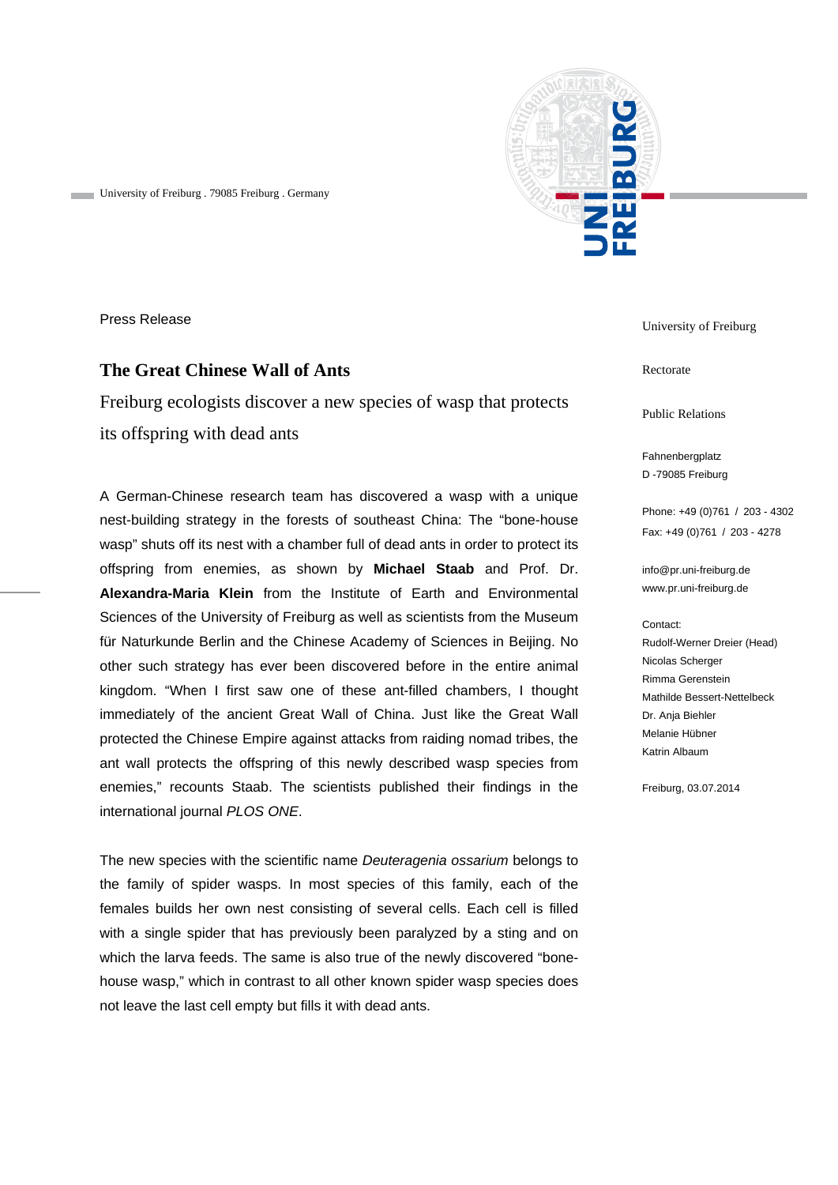University of Freiburg . 79085 Freiburg . Germany

Press Release

# The Great Chinese Wall of Ants

## Freiburg ecologists discover a new species of wasp that protects its offspring with dead ants

A German-Chinese research team has discovered a wasp with a unique nest-building strategy in the forests of southeast China: The "bone-house wasp" shuts off its nest with a chamber full of dead ants in order to protect its offspring from enemies, as shown by **Michael Staab** and Prof. Dr. **Alexandra-Maria Klein** from the Institute of Earth and Environmental Sciences of the University of Freiburg as well as scientists from the Museum für Naturkunde Berlin and the Chinese Academy of Sciences in Beijing. No other such strategy has ever been discovered before in the entire animal kingdom. "When I first saw one of these ant-filled chambers, I thought immediately of the ancient Great Wall of China. Just like the Great Wall protected the Chinese Empire against attacks from raiding nomad tribes, the ant wall protects the offspring of this newly described wasp species from enemies," recounts Staab. The scientists published their findings in the international journal *PLOS ONE*.

The new species with the scientific name *Deuteragenia ossarium* belongs to the family of spider wasps. In most species of this family, each of the females builds her own nest consisting of several cells. Each cell is filled with a single spider that has previously been paralyzed by a sting and on which the larva feeds. The same is also true of the newly discovered "bone-house wasp," which in contrast to all other known spider wasp species does not leave the last cell empty but fills it with dead ants.

University of Freiburg

Rectorate

Public Relations

Fahnenbergplatz
D -79085 Freiburg

Phone: +49 (0)761 / 203 - 4302
Fax: +49 (0)761 / 203 - 4278

info@pr.uni-freiburg.de
www.pr.uni-freiburg.de

Contact:
Rudolf-Werner Dreier (Head)
Nicolas Scherger
Rimma Gerenstein
Mathilde Bessert-Nettelbeck
Dr. Anja Biehler
Melanie Hübner
Katrin Albaum

Freiburg, 03.07.2014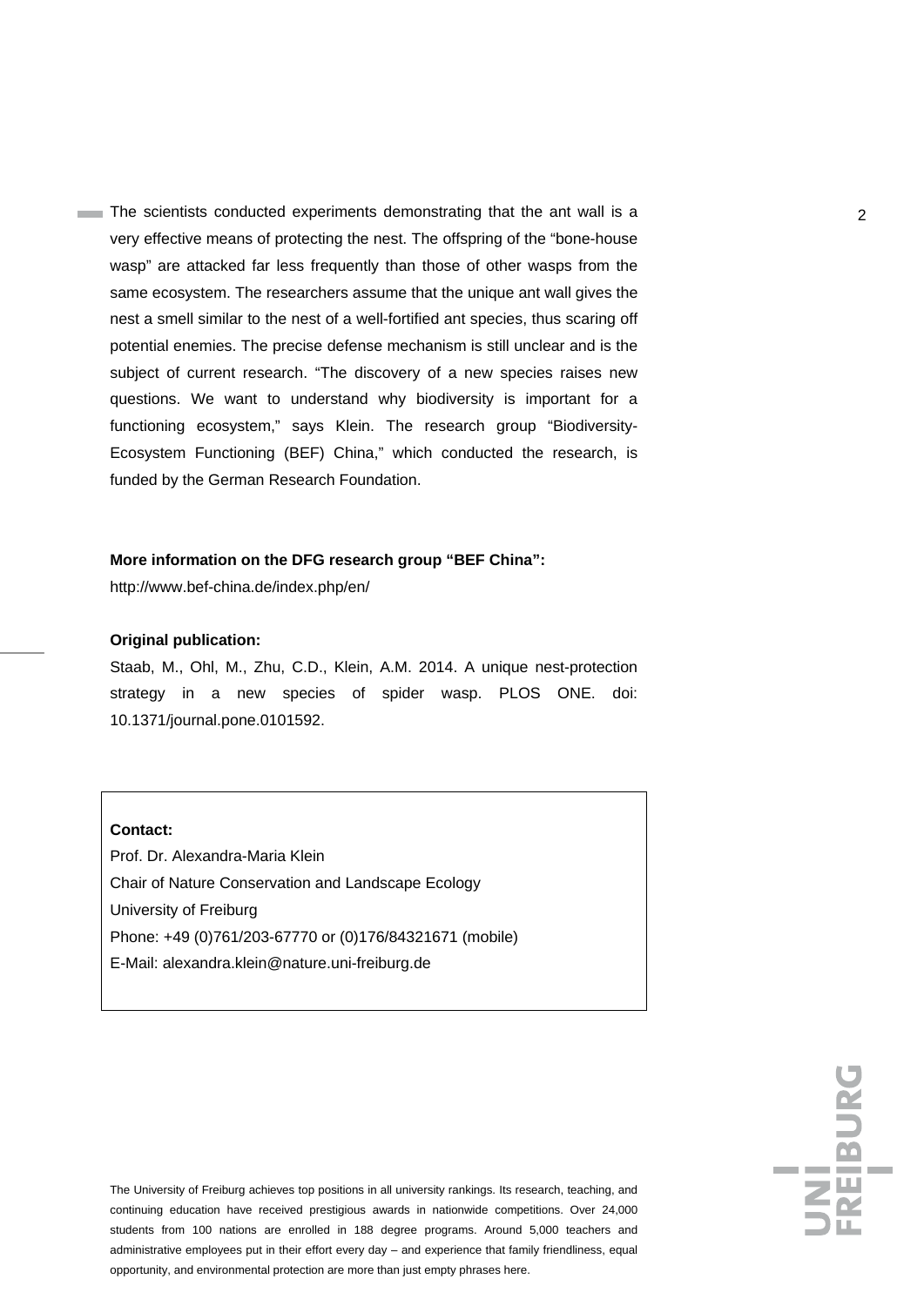The scientists conducted experiments demonstrating that the ant wall is a very effective means of protecting the nest. The offspring of the "bone-house wasp" are attacked far less frequently than those of other wasps from the same ecosystem. The researchers assume that the unique ant wall gives the nest a smell similar to the nest of a well-fortified ant species, thus scaring off potential enemies. The precise defense mechanism is still unclear and is the subject of current research. "The discovery of a new species raises new questions. We want to understand why biodiversity is important for a functioning ecosystem," says Klein. The research group "Biodiversity-Ecosystem Functioning (BEF) China," which conducted the research, is funded by the German Research Foundation.

**More information on the DFG research group "BEF China":**
http://www.bef-china.de/index.php/en/

**Original publication:**
Staab, M., Ohl, M., Zhu, C.D., Klein, A.M. 2014. A unique nest-protection strategy in a new species of spider wasp. PLOS ONE. doi: 10.1371/journal.pone.0101592.

**Contact:**
Prof. Dr. Alexandra-Maria Klein
Chair of Nature Conservation and Landscape Ecology
University of Freiburg
Phone: +49 (0)761/203-67770 or (0)176/84321671 (mobile)
E-Mail: alexandra.klein@nature.uni-freiburg.de

The University of Freiburg achieves top positions in all university rankings. Its research, teaching, and continuing education have received prestigious awards in nationwide competitions. Over 24,000 students from 100 nations are enrolled in 188 degree programs. Around 5,000 teachers and administrative employees put in their effort every day – and experience that family friendliness, equal opportunity, and environmental protection are more than just empty phrases here.

UNI FREIBURG